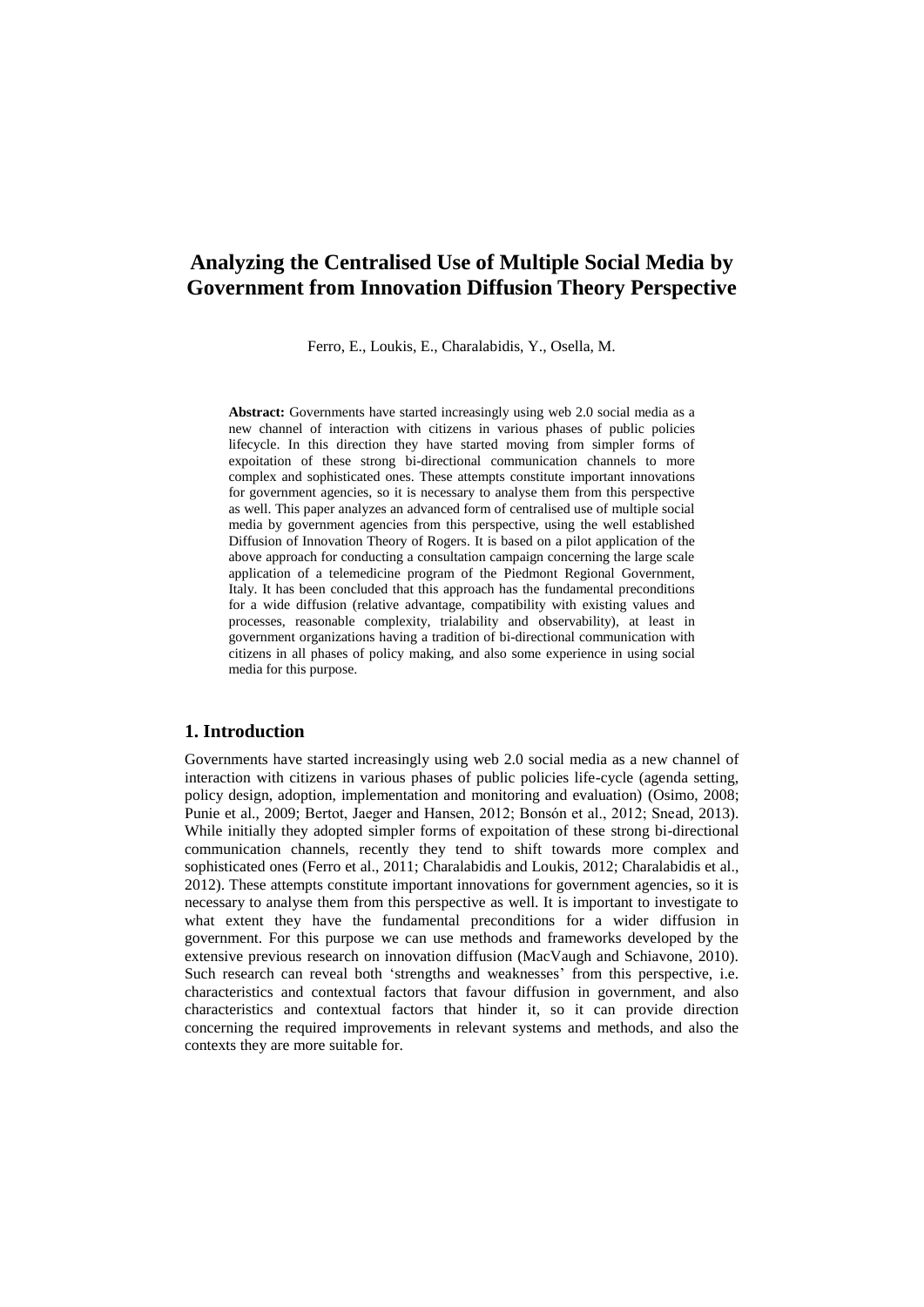# Analyzing the Centralised Use of Multiple Social Media by Government from Innovation Diffusion Theory Perspective

Ferro, E., Loukis, E., Charalabidis, Y., Osella, M.

**Abstract:** Governments have started increasingly using web 2.0 social media as a new channel of interaction with citizens in various phases of public policies lifecycle. In this direction they have started moving from simpler forms of expoitation of these strong bi-directional communication channels to more complex and sophisticated ones. These attempts constitute important innovations for government agencies, so it is necessary to analyse them from this perspective as well. This paper analyzes an advanced form of centralised use of multiple social media by government agencies from this perspective, using the well established Diffusion of Innovation Theory of Rogers. It is based on a pilot application of the above approach for conducting a consultation campaign concerning the large scale application of a telemedicine program of the Piedmont Regional Government, Italy. It has been concluded that this approach has the fundamental preconditions for a wide diffusion (relative advantage, compatibility with existing values and processes, reasonable complexity, trialability and observability), at least in government organizations having a tradition of bi-directional communication with citizens in all phases of policy making, and also some experience in using social media for this purpose.

## 1. Introduction

Governments have started increasingly using web 2.0 social media as a new channel of interaction with citizens in various phases of public policies life-cycle (agenda setting, policy design, adoption, implementation and monitoring and evaluation) (Osimo, 2008; Punie et al., 2009; Bertot, Jaeger and Hansen, 2012; Bonsón et al., 2012; Snead, 2013). While initially they adopted simpler forms of expoitation of these strong bi-directional communication channels, recently they tend to shift towards more complex and sophisticated ones (Ferro et al., 2011; Charalabidis and Loukis, 2012; Charalabidis et al., 2012). These attempts constitute important innovations for government agencies, so it is necessary to analyse them from this perspective as well. It is important to investigate to what extent they have the fundamental preconditions for a wider diffusion in government. For this purpose we can use methods and frameworks developed by the extensive previous research on innovation diffusion (MacVaugh and Schiavone, 2010). Such research can reveal both 'strengths and weaknesses' from this perspective, i.e. characteristics and contextual factors that favour diffusion in government, and also characteristics and contextual factors that hinder it, so it can provide direction concerning the required improvements in relevant systems and methods, and also the contexts they are more suitable for.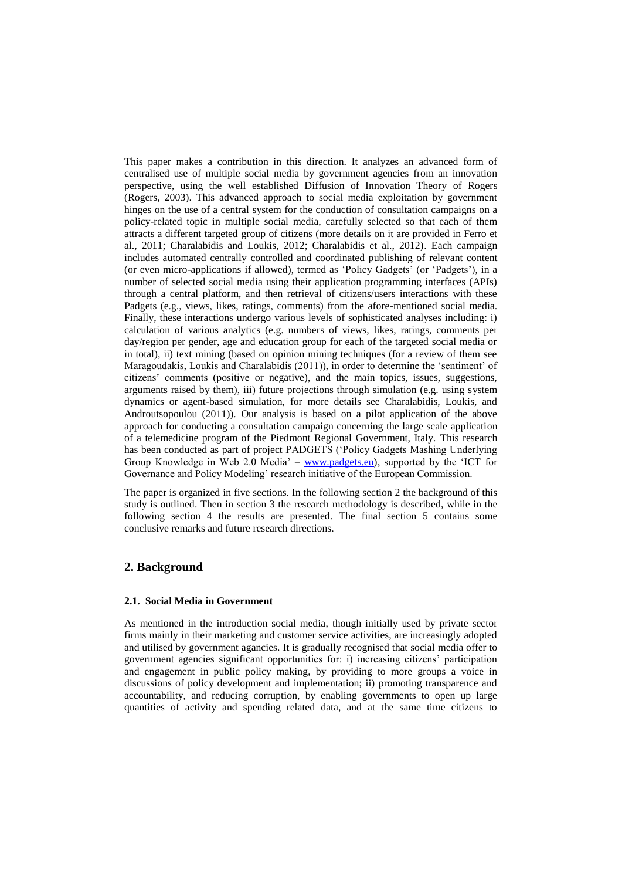This paper makes a contribution in this direction. It analyzes an advanced form of centralised use of multiple social media by government agencies from an innovation perspective, using the well established Diffusion of Innovation Theory of Rogers (Rogers, 2003). This advanced approach to social media exploitation by government hinges on the use of a central system for the conduction of consultation campaigns on a policy-related topic in multiple social media, carefully selected so that each of them attracts a different targeted group of citizens (more details on it are provided in Ferro et al., 2011; Charalabidis and Loukis, 2012; Charalabidis et al., 2012). Each campaign includes automated centrally controlled and coordinated publishing of relevant content (or even micro-applications if allowed), termed as 'Policy Gadgets' (or 'Padgets'), in a number of selected social media using their application programming interfaces (APIs) through a central platform, and then retrieval of citizens/users interactions with these Padgets (e.g., views, likes, ratings, comments) from the afore-mentioned social media. Finally, these interactions undergo various levels of sophisticated analyses including: i) calculation of various analytics (e.g. numbers of views, likes, ratings, comments per day/region per gender, age and education group for each of the targeted social media or in total), ii) text mining (based on opinion mining techniques (for a review of them see Maragoudakis, Loukis and Charalabidis (2011)), in order to determine the 'sentiment' of citizens' comments (positive or negative), and the main topics, issues, suggestions, arguments raised by them), iii) future projections through simulation (e.g. using system dynamics or agent-based simulation, for more details see Charalabidis, Loukis, and Androutsopoulou (2011)). Our analysis is based on a pilot application of the above approach for conducting a consultation campaign concerning the large scale application of a telemedicine program of the Piedmont Regional Government, Italy. This research has been conducted as part of project PADGETS ('Policy Gadgets Mashing Underlying Group Knowledge in Web 2.0 Media' – www.padgets.eu), supported by the 'ICT for Governance and Policy Modeling' research initiative of the European Commission.

The paper is organized in five sections. In the following section 2 the background of this study is outlined. Then in section 3 the research methodology is described, while in the following section 4 the results are presented. The final section 5 contains some conclusive remarks and future research directions.

## 2. Background

### 2.1. Social Media in Government

As mentioned in the introduction social media, though initially used by private sector firms mainly in their marketing and customer service activities, are increasingly adopted and utilised by government agancies. It is gradually recognised that social media offer to government agencies significant opportunities for: i) increasing citizens' participation and engagement in public policy making, by providing to more groups a voice in discussions of policy development and implementation; ii) promoting transparence and accountability, and reducing corruption, by enabling governments to open up large quantities of activity and spending related data, and at the same time citizens to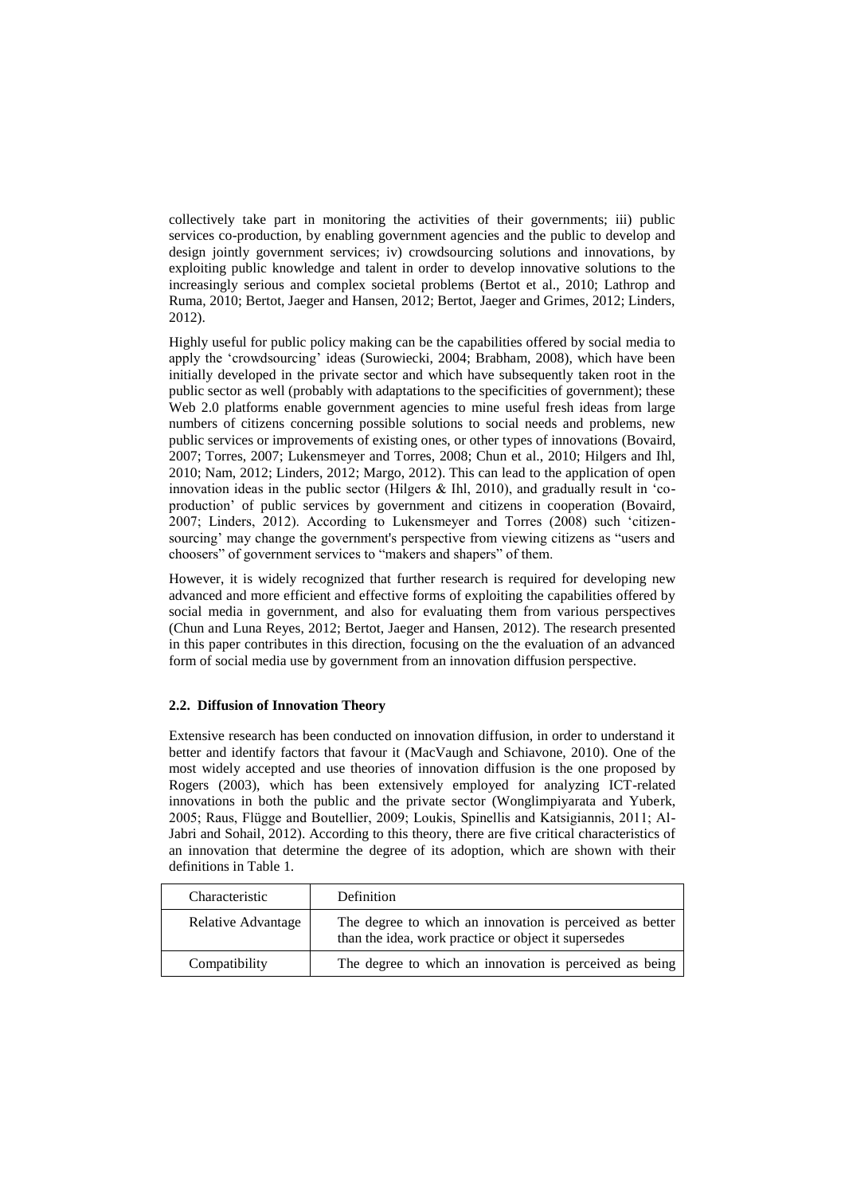collectively take part in monitoring the activities of their governments; iii) public services co-production, by enabling government agencies and the public to develop and design jointly government services; iv) crowdsourcing solutions and innovations, by exploiting public knowledge and talent in order to develop innovative solutions to the increasingly serious and complex societal problems (Bertot et al., 2010; Lathrop and Ruma, 2010; Bertot, Jaeger and Hansen, 2012; Bertot, Jaeger and Grimes, 2012; Linders, 2012).

Highly useful for public policy making can be the capabilities offered by social media to apply the 'crowdsourcing' ideas (Surowiecki, 2004; Brabham, 2008), which have been initially developed in the private sector and which have subsequently taken root in the public sector as well (probably with adaptations to the specificities of government); these Web 2.0 platforms enable government agencies to mine useful fresh ideas from large numbers of citizens concerning possible solutions to social needs and problems, new public services or improvements of existing ones, or other types of innovations (Bovaird, 2007; Torres, 2007; Lukensmeyer and Torres, 2008; Chun et al., 2010; Hilgers and Ihl, 2010; Nam, 2012; Linders, 2012; Margo, 2012). This can lead to the application of open innovation ideas in the public sector (Hilgers & Ihl, 2010), and gradually result in 'co-production' of public services by government and citizens in cooperation (Bovaird, 2007; Linders, 2012). According to Lukensmeyer and Torres (2008) such 'citizen-sourcing' may change the government's perspective from viewing citizens as "users and choosers" of government services to "makers and shapers" of them.

However, it is widely recognized that further research is required for developing new advanced and more efficient and effective forms of exploiting the capabilities offered by social media in government, and also for evaluating them from various perspectives (Chun and Luna Reyes, 2012; Bertot, Jaeger and Hansen, 2012). The research presented in this paper contributes in this direction, focusing on the the evaluation of an advanced form of social media use by government from an innovation diffusion perspective.

### 2.2. Diffusion of Innovation Theory

Extensive research has been conducted on innovation diffusion, in order to understand it better and identify factors that favour it (MacVaugh and Schiavone, 2010). One of the most widely accepted and use theories of innovation diffusion is the one proposed by Rogers (2003), which has been extensively employed for analyzing ICT-related innovations in both the public and the private sector (Wonglimpiyarata and Yuberk, 2005; Raus, Flügge and Boutellier, 2009; Loukis, Spinellis and Katsigiannis, 2011; Al-Jabri and Sohail, 2012). According to this theory, there are five critical characteristics of an innovation that determine the degree of its adoption, which are shown with their definitions in Table 1.

| Characteristic | Definition |
|---|---|
| Relative Advantage | The degree to which an innovation is perceived as better than the idea, work practice or object it supersedes |
| Compatibility | The degree to which an innovation is perceived as being |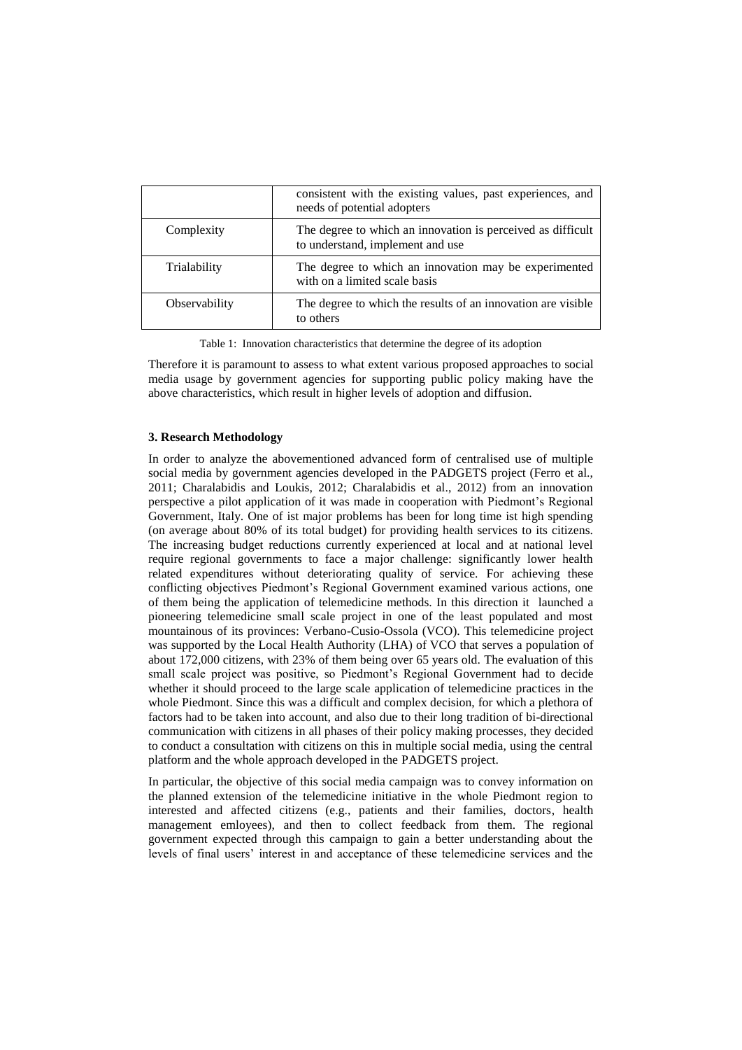| | |
|---|---|
| | consistent with the existing values, past experiences, and needs of potential adopters |
| Complexity | The degree to which an innovation is perceived as difficult to understand, implement and use |
| Trialability | The degree to which an innovation may be experimented with on a limited scale basis |
| Observability | The degree to which the results of an innovation are visible to others |

Table 1: Innovation characteristics that determine the degree of its adoption

Therefore it is paramount to assess to what extent various proposed approaches to social media usage by government agencies for supporting public policy making have the above characteristics, which result in higher levels of adoption and diffusion.

**3. Research Methodology**

In order to analyze the abovementioned advanced form of centralised use of multiple social media by government agencies developed in the PADGETS project (Ferro et al., 2011; Charalabidis and Loukis, 2012; Charalabidis et al., 2012) from an innovation perspective a pilot application of it was made in cooperation with Piedmont's Regional Government, Italy. One of ist major problems has been for long time ist high spending (on average about 80% of its total budget) for providing health services to its citizens. The increasing budget reductions currently experienced at local and at national level require regional governments to face a major challenge: significantly lower health related expenditures without deteriorating quality of service. For achieving these conflicting objectives Piedmont's Regional Government examined various actions, one of them being the application of telemedicine methods. In this direction it launched a pioneering telemedicine small scale project in one of the least populated and most mountainous of its provinces: Verbano-Cusio-Ossola (VCO). This telemedicine project was supported by the Local Health Authority (LHA) of VCO that serves a population of about 172,000 citizens, with 23% of them being over 65 years old. The evaluation of this small scale project was positive, so Piedmont's Regional Government had to decide whether it should proceed to the large scale application of telemedicine practices in the whole Piedmont. Since this was a difficult and complex decision, for which a plethora of factors had to be taken into account, and also due to their long tradition of bi-directional communication with citizens in all phases of their policy making processes, they decided to conduct a consultation with citizens on this in multiple social media, using the central platform and the whole approach developed in the PADGETS project.

In particular, the objective of this social media campaign was to convey information on the planned extension of the telemedicine initiative in the whole Piedmont region to interested and affected citizens (e.g., patients and their families, doctors, health management emloyees), and then to collect feedback from them. The regional government expected through this campaign to gain a better understanding about the levels of final users' interest in and acceptance of these telemedicine services and the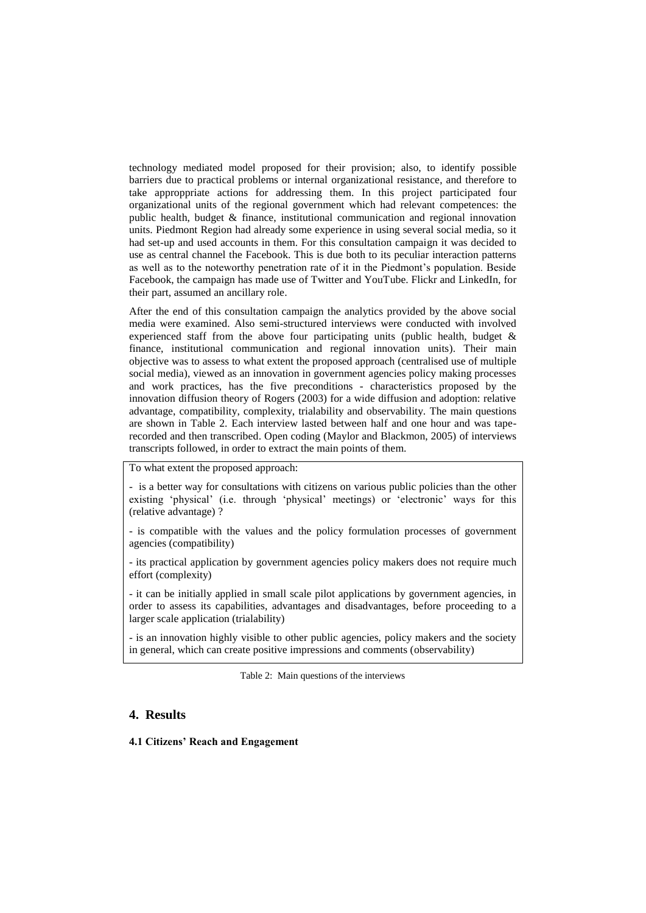technology mediated model proposed for their provision; also, to identify possible barriers due to practical problems or internal organizational resistance, and therefore to take approppriate actions for addressing them. In this project participated four organizational units of the regional government which had relevant competences: the public health, budget & finance, institutional communication and regional innovation units. Piedmont Region had already some experience in using several social media, so it had set-up and used accounts in them. For this consultation campaign it was decided to use as central channel the Facebook. This is due both to its peculiar interaction patterns as well as to the noteworthy penetration rate of it in the Piedmont's population. Beside Facebook, the campaign has made use of Twitter and YouTube. Flickr and LinkedIn, for their part, assumed an ancillary role.

After the end of this consultation campaign the analytics provided by the above social media were examined. Also semi-structured interviews were conducted with involved experienced staff from the above four participating units (public health, budget & finance, institutional communication and regional innovation units). Their main objective was to assess to what extent the proposed approach (centralised use of multiple social media), viewed as an innovation in government agencies policy making processes and work practices, has the five preconditions - characteristics proposed by the innovation diffusion theory of Rogers (2003) for a wide diffusion and adoption: relative advantage, compatibility, complexity, trialability and observability. The main questions are shown in Table 2. Each interview lasted between half and one hour and was tape-recorded and then transcribed. Open coding (Maylor and Blackmon, 2005) of interviews transcripts followed, in order to extract the main points of them.

| |
|---|
| To what extent the proposed approach: |
| - is a better way for consultations with citizens on various public policies than the other existing 'physical' (i.e. through 'physical' meetings) or 'electronic' ways for this (relative advantage) ? |
| - is compatible with the values and the policy formulation processes of government agencies (compatibility) |
| - its practical application by government agencies policy makers does not require much effort (complexity) |
| - it can be initially applied in small scale pilot applications by government agencies, in order to assess its capabilities, advantages and disadvantages, before proceeding to a larger scale application (trialability) |
| - is an innovation highly visible to other public agencies, policy makers and the society in general, which can create positive impressions and comments (observability) |

Table 2: Main questions of the interviews

## 4. Results

### 4.1 Citizens' Reach and Engagement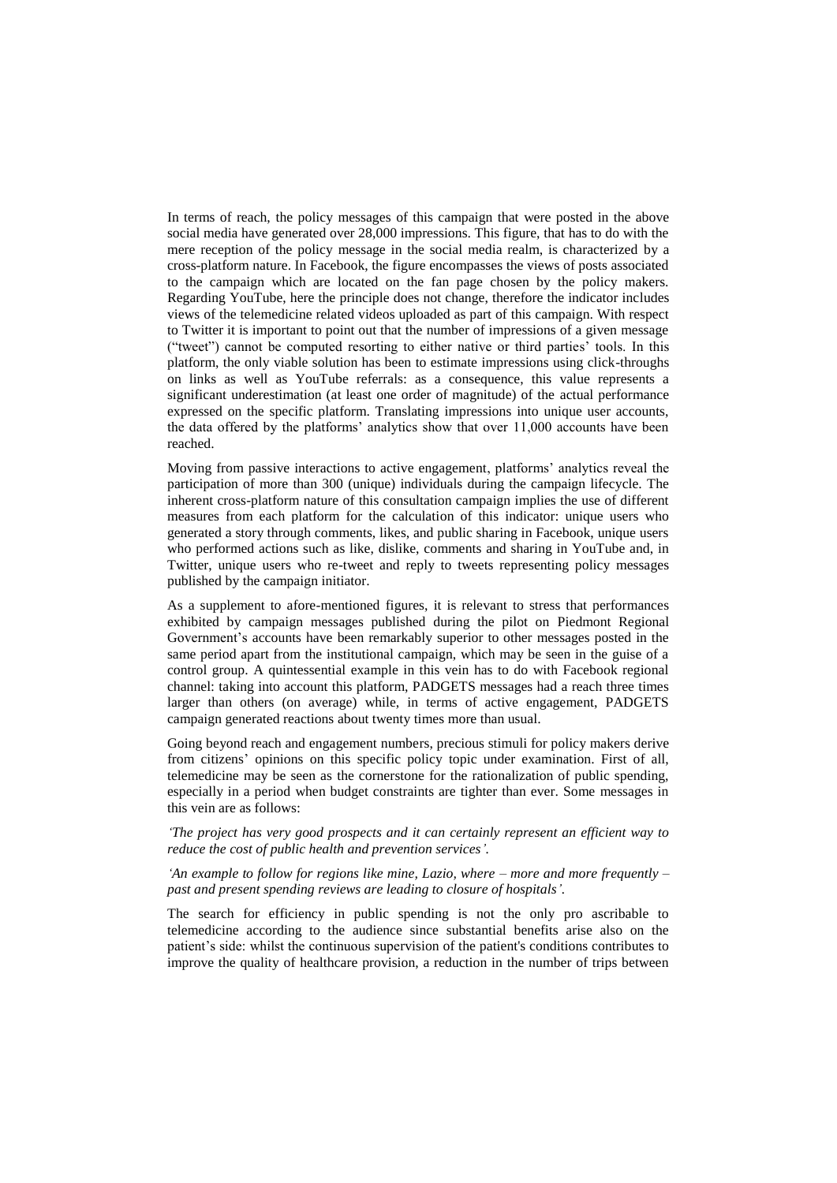In terms of reach, the policy messages of this campaign that were posted in the above social media have generated over 28,000 impressions. This figure, that has to do with the mere reception of the policy message in the social media realm, is characterized by a cross-platform nature. In Facebook, the figure encompasses the views of posts associated to the campaign which are located on the fan page chosen by the policy makers. Regarding YouTube, here the principle does not change, therefore the indicator includes views of the telemedicine related videos uploaded as part of this campaign. With respect to Twitter it is important to point out that the number of impressions of a given message ("tweet") cannot be computed resorting to either native or third parties' tools. In this platform, the only viable solution has been to estimate impressions using click-throughs on links as well as YouTube referrals: as a consequence, this value represents a significant underestimation (at least one order of magnitude) of the actual performance expressed on the specific platform. Translating impressions into unique user accounts, the data offered by the platforms' analytics show that over 11,000 accounts have been reached.

Moving from passive interactions to active engagement, platforms' analytics reveal the participation of more than 300 (unique) individuals during the campaign lifecycle. The inherent cross-platform nature of this consultation campaign implies the use of different measures from each platform for the calculation of this indicator: unique users who generated a story through comments, likes, and public sharing in Facebook, unique users who performed actions such as like, dislike, comments and sharing in YouTube and, in Twitter, unique users who re-tweet and reply to tweets representing policy messages published by the campaign initiator.

As a supplement to afore-mentioned figures, it is relevant to stress that performances exhibited by campaign messages published during the pilot on Piedmont Regional Government's accounts have been remarkably superior to other messages posted in the same period apart from the institutional campaign, which may be seen in the guise of a control group. A quintessential example in this vein has to do with Facebook regional channel: taking into account this platform, PADGETS messages had a reach three times larger than others (on average) while, in terms of active engagement, PADGETS campaign generated reactions about twenty times more than usual.

Going beyond reach and engagement numbers, precious stimuli for policy makers derive from citizens' opinions on this specific policy topic under examination. First of all, telemedicine may be seen as the cornerstone for the rationalization of public spending, especially in a period when budget constraints are tighter than ever. Some messages in this vein are as follows:

*'The project has very good prospects and it can certainly represent an efficient way to reduce the cost of public health and prevention services'.*

*'An example to follow for regions like mine, Lazio, where – more and more frequently – past and present spending reviews are leading to closure of hospitals'.*

The search for efficiency in public spending is not the only pro ascribable to telemedicine according to the audience since substantial benefits arise also on the patient's side: whilst the continuous supervision of the patient's conditions contributes to improve the quality of healthcare provision, a reduction in the number of trips between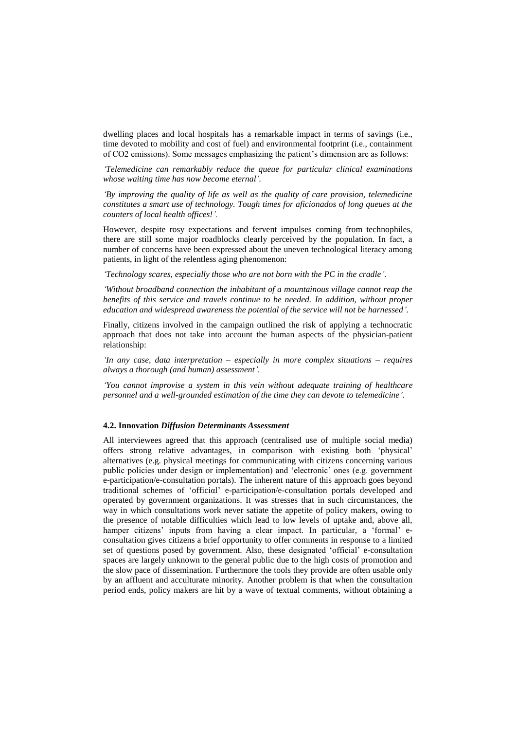dwelling places and local hospitals has a remarkable impact in terms of savings (i.e., time devoted to mobility and cost of fuel) and environmental footprint (i.e., containment of CO2 emissions). Some messages emphasizing the patient's dimension are as follows:

*'Telemedicine can remarkably reduce the queue for particular clinical examinations whose waiting time has now become eternal'.*

*'By improving the quality of life as well as the quality of care provision, telemedicine constitutes a smart use of technology. Tough times for aficionados of long queues at the counters of local health offices!'.*

However, despite rosy expectations and fervent impulses coming from technophiles, there are still some major roadblocks clearly perceived by the population. In fact, a number of concerns have been expressed about the uneven technological literacy among patients, in light of the relentless aging phenomenon:

*'Technology scares, especially those who are not born with the PC in the cradle'.*

*'Without broadband connection the inhabitant of a mountainous village cannot reap the benefits of this service and travels continue to be needed. In addition, without proper education and widespread awareness the potential of the service will not be harnessed'.*

Finally, citizens involved in the campaign outlined the risk of applying a technocratic approach that does not take into account the human aspects of the physician-patient relationship:

*'In any case, data interpretation – especially in more complex situations – requires always a thorough (and human) assessment'.*

*'You cannot improvise a system in this vein without adequate training of healthcare personnel and a well-grounded estimation of the time they can devote to telemedicine'.*

### 4.2. Innovation *Diffusion Determinants Assessment*

All interviewees agreed that this approach (centralised use of multiple social media) offers strong relative advantages, in comparison with existing both 'physical' alternatives (e.g. physical meetings for communicating with citizens concerning various public policies under design or implementation) and 'electronic' ones (e.g. government e-participation/e-consultation portals). The inherent nature of this approach goes beyond traditional schemes of 'official' e-participation/e-consultation portals developed and operated by government organizations. It was stresses that in such circumstances, the way in which consultations work never satiate the appetite of policy makers, owing to the presence of notable difficulties which lead to low levels of uptake and, above all, hamper citizens' inputs from having a clear impact. In particular, a 'formal' e-consultation gives citizens a brief opportunity to offer comments in response to a limited set of questions posed by government. Also, these designated 'official' e-consultation spaces are largely unknown to the general public due to the high costs of promotion and the slow pace of dissemination. Furthermore the tools they provide are often usable only by an affluent and acculturate minority. Another problem is that when the consultation period ends, policy makers are hit by a wave of textual comments, without obtaining a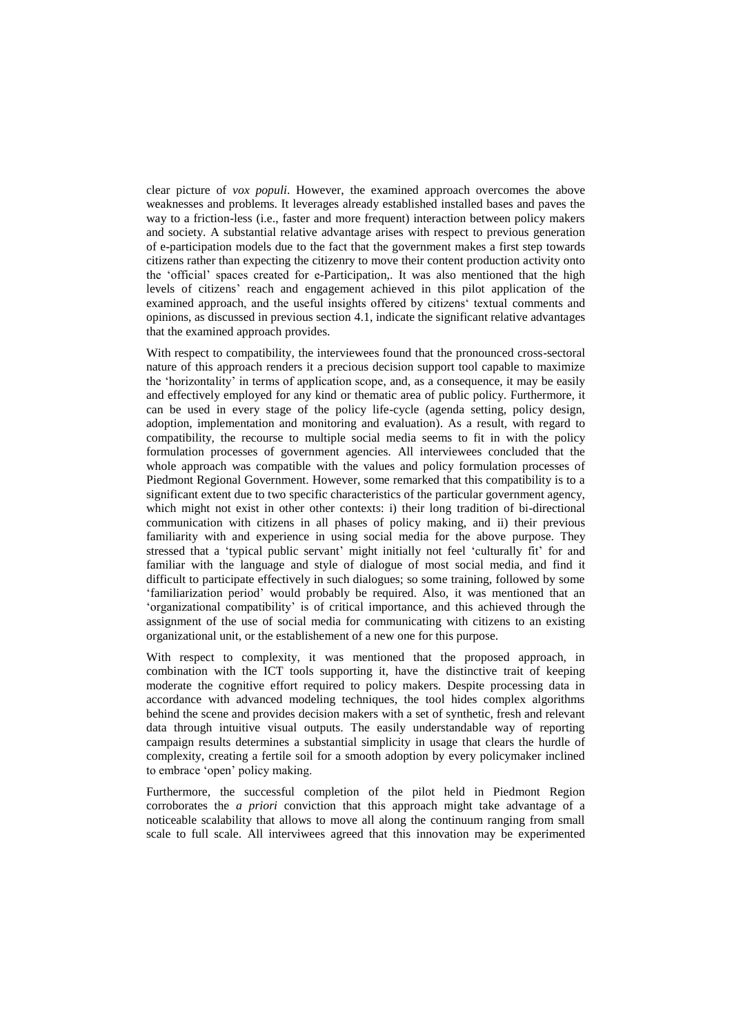clear picture of *vox populi*. However, the examined approach overcomes the above weaknesses and problems. It leverages already established installed bases and paves the way to a friction-less (i.e., faster and more frequent) interaction between policy makers and society. A substantial relative advantage arises with respect to previous generation of e-participation models due to the fact that the government makes a first step towards citizens rather than expecting the citizenry to move their content production activity onto the 'official' spaces created for e-Participation,. It was also mentioned that the high levels of citizens' reach and engagement achieved in this pilot application of the examined approach, and the useful insights offered by citizens' textual comments and opinions, as discussed in previous section 4.1, indicate the significant relative advantages that the examined approach provides.

With respect to compatibility, the interviewees found that the pronounced cross-sectoral nature of this approach renders it a precious decision support tool capable to maximize the 'horizontality' in terms of application scope, and, as a consequence, it may be easily and effectively employed for any kind or thematic area of public policy. Furthermore, it can be used in every stage of the policy life-cycle (agenda setting, policy design, adoption, implementation and monitoring and evaluation). As a result, with regard to compatibility, the recourse to multiple social media seems to fit in with the policy formulation processes of government agencies. All interviewees concluded that the whole approach was compatible with the values and policy formulation processes of Piedmont Regional Government. However, some remarked that this compatibility is to a significant extent due to two specific characteristics of the particular government agency, which might not exist in other other contexts: i) their long tradition of bi-directional communication with citizens in all phases of policy making, and ii) their previous familiarity with and experience in using social media for the above purpose. They stressed that a 'typical public servant' might initially not feel 'culturally fit' for and familiar with the language and style of dialogue of most social media, and find it difficult to participate effectively in such dialogues; so some training, followed by some 'familiarization period' would probably be required. Also, it was mentioned that an 'organizational compatibility' is of critical importance, and this achieved through the assignment of the use of social media for communicating with citizens to an existing organizational unit, or the establishement of a new one for this purpose.

With respect to complexity, it was mentioned that the proposed approach, in combination with the ICT tools supporting it, have the distinctive trait of keeping moderate the cognitive effort required to policy makers. Despite processing data in accordance with advanced modeling techniques, the tool hides complex algorithms behind the scene and provides decision makers with a set of synthetic, fresh and relevant data through intuitive visual outputs. The easily understandable way of reporting campaign results determines a substantial simplicity in usage that clears the hurdle of complexity, creating a fertile soil for a smooth adoption by every policymaker inclined to embrace 'open' policy making.

Furthermore, the successful completion of the pilot held in Piedmont Region corroborates the *a priori* conviction that this approach might take advantage of a noticeable scalability that allows to move all along the continuum ranging from small scale to full scale. All interviwees agreed that this innovation may be experimented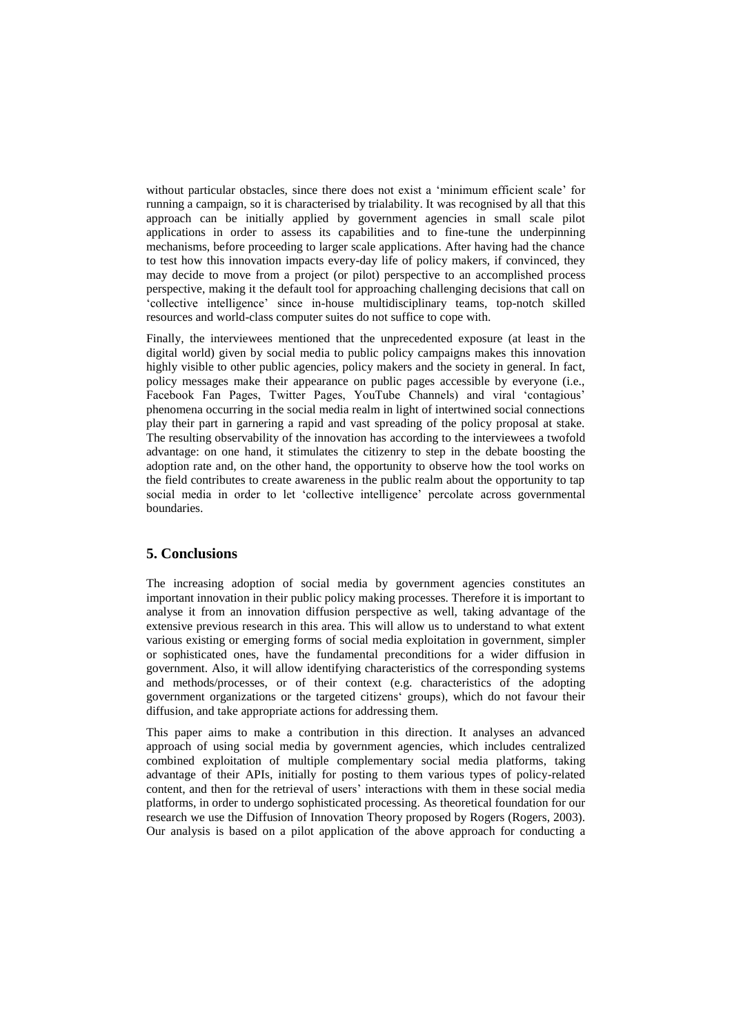without particular obstacles, since there does not exist a 'minimum efficient scale' for running a campaign, so it is characterised by trialability. It was recognised by all that this approach can be initially applied by government agencies in small scale pilot applications in order to assess its capabilities and to fine-tune the underpinning mechanisms, before proceeding to larger scale applications. After having had the chance to test how this innovation impacts every-day life of policy makers, if convinced, they may decide to move from a project (or pilot) perspective to an accomplished process perspective, making it the default tool for approaching challenging decisions that call on 'collective intelligence' since in-house multidisciplinary teams, top-notch skilled resources and world-class computer suites do not suffice to cope with.

Finally, the interviewees mentioned that the unprecedented exposure (at least in the digital world) given by social media to public policy campaigns makes this innovation highly visible to other public agencies, policy makers and the society in general. In fact, policy messages make their appearance on public pages accessible by everyone (i.e., Facebook Fan Pages, Twitter Pages, YouTube Channels) and viral 'contagious' phenomena occurring in the social media realm in light of intertwined social connections play their part in garnering a rapid and vast spreading of the policy proposal at stake. The resulting observability of the innovation has according to the interviewees a twofold advantage: on one hand, it stimulates the citizenry to step in the debate boosting the adoption rate and, on the other hand, the opportunity to observe how the tool works on the field contributes to create awareness in the public realm about the opportunity to tap social media in order to let 'collective intelligence' percolate across governmental boundaries.

## 5. Conclusions

The increasing adoption of social media by government agencies constitutes an important innovation in their public policy making processes. Therefore it is important to analyse it from an innovation diffusion perspective as well, taking advantage of the extensive previous research in this area. This will allow us to understand to what extent various existing or emerging forms of social media exploitation in government, simpler or sophisticated ones, have the fundamental preconditions for a wider diffusion in government. Also, it will allow identifying characteristics of the corresponding systems and methods/processes, or of their context (e.g. characteristics of the adopting government organizations or the targeted citizens' groups), which do not favour their diffusion, and take appropriate actions for addressing them.

This paper aims to make a contribution in this direction. It analyses an advanced approach of using social media by government agencies, which includes centralized combined exploitation of multiple complementary social media platforms, taking advantage of their APIs, initially for posting to them various types of policy-related content, and then for the retrieval of users' interactions with them in these social media platforms, in order to undergo sophisticated processing. As theoretical foundation for our research we use the Diffusion of Innovation Theory proposed by Rogers (Rogers, 2003). Our analysis is based on a pilot application of the above approach for conducting a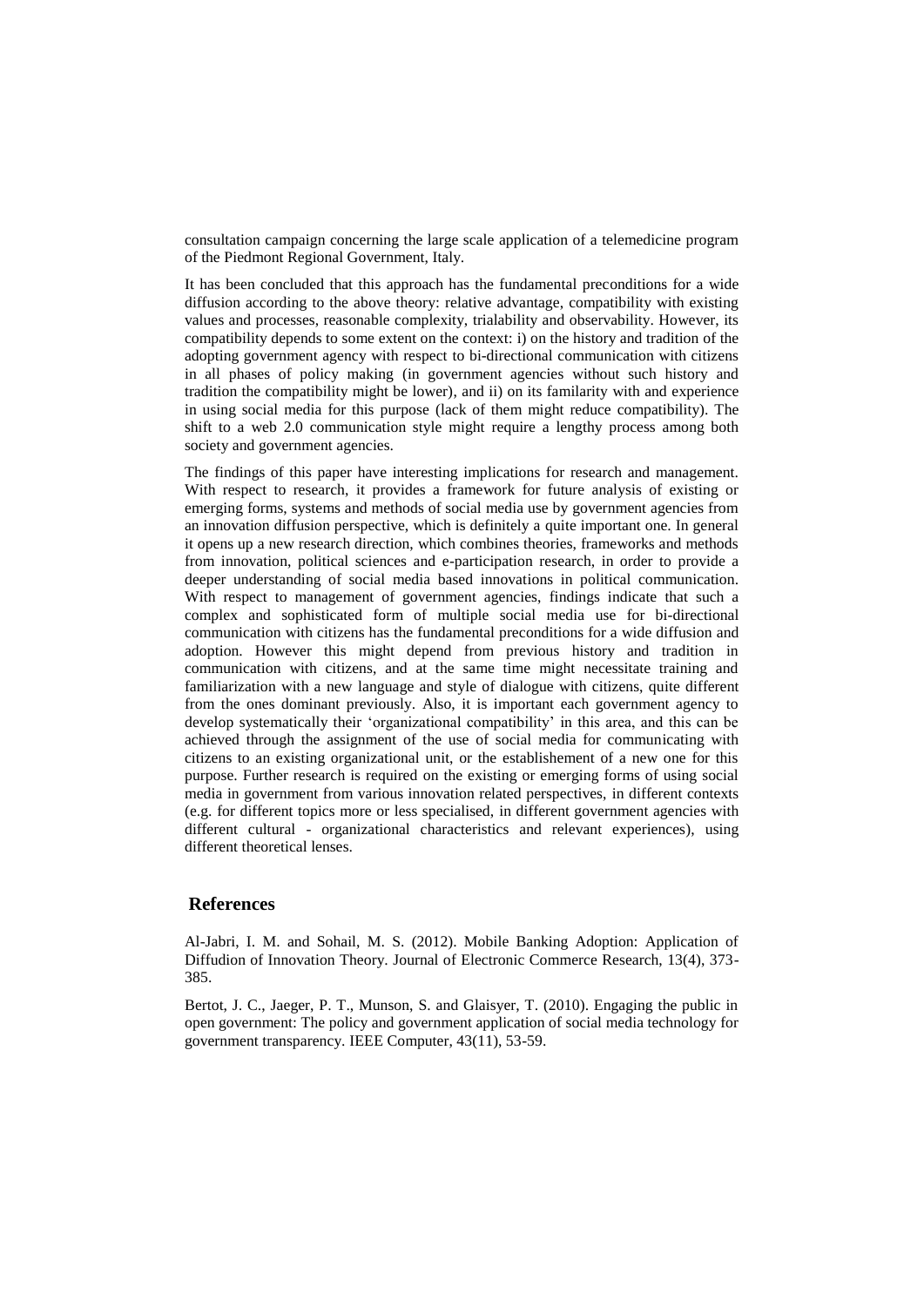consultation campaign concerning the large scale application of a telemedicine program of the Piedmont Regional Government, Italy.

It has been concluded that this approach has the fundamental preconditions for a wide diffusion according to the above theory: relative advantage, compatibility with existing values and processes, reasonable complexity, trialability and observability. However, its compatibility depends to some extent on the context: i) on the history and tradition of the adopting government agency with respect to bi-directional communication with citizens in all phases of policy making (in government agencies without such history and tradition the compatibility might be lower), and ii) on its familarity with and experience in using social media for this purpose (lack of them might reduce compatibility). The shift to a web 2.0 communication style might require a lengthy process among both society and government agencies.

The findings of this paper have interesting implications for research and management. With respect to research, it provides a framework for future analysis of existing or emerging forms, systems and methods of social media use by government agencies from an innovation diffusion perspective, which is definitely a quite important one. In general it opens up a new research direction, which combines theories, frameworks and methods from innovation, political sciences and e-participation research, in order to provide a deeper understanding of social media based innovations in political communication. With respect to management of government agencies, findings indicate that such a complex and sophisticated form of multiple social media use for bi-directional communication with citizens has the fundamental preconditions for a wide diffusion and adoption. However this might depend from previous history and tradition in communication with citizens, and at the same time might necessitate training and familiarization with a new language and style of dialogue with citizens, quite different from the ones dominant previously. Also, it is important each government agency to develop systematically their 'organizational compatibility' in this area, and this can be achieved through the assignment of the use of social media for communicating with citizens to an existing organizational unit, or the establishement of a new one for this purpose. Further research is required on the existing or emerging forms of using social media in government from various innovation related perspectives, in different contexts (e.g. for different topics more or less specialised, in different government agencies with different cultural - organizational characteristics and relevant experiences), using different theoretical lenses.

## References

Al-Jabri, I. M. and Sohail, M. S. (2012). Mobile Banking Adoption: Application of Diffudion of Innovation Theory. Journal of Electronic Commerce Research, 13(4), 373-385.

Bertot, J. C., Jaeger, P. T., Munson, S. and Glaisyer, T. (2010). Engaging the public in open government: The policy and government application of social media technology for government transparency. IEEE Computer, 43(11), 53-59.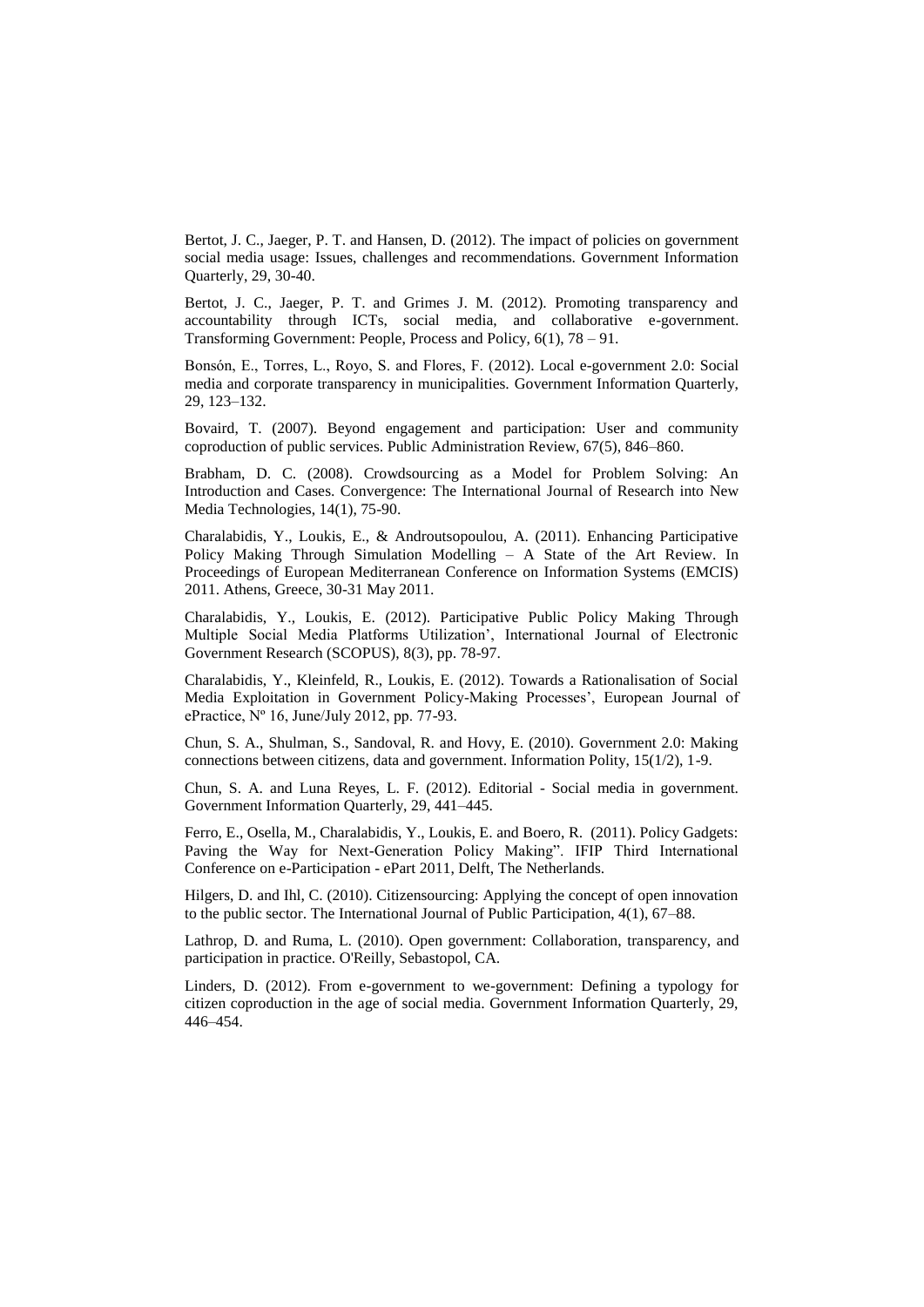Bertot, J. C., Jaeger, P. T. and Hansen, D. (2012). The impact of policies on government social media usage: Issues, challenges and recommendations. Government Information Quarterly, 29, 30-40.

Bertot, J. C., Jaeger, P. T. and Grimes J. M. (2012). Promoting transparency and accountability through ICTs, social media, and collaborative e-government. Transforming Government: People, Process and Policy, 6(1), 78 – 91.

Bonsón, E., Torres, L., Royo, S. and Flores, F. (2012). Local e-government 2.0: Social media and corporate transparency in municipalities. Government Information Quarterly, 29, 123–132.

Bovaird, T. (2007). Beyond engagement and participation: User and community coproduction of public services. Public Administration Review, 67(5), 846–860.

Brabham, D. C. (2008). Crowdsourcing as a Model for Problem Solving: An Introduction and Cases. Convergence: The International Journal of Research into New Media Technologies, 14(1), 75-90.

Charalabidis, Y., Loukis, E., & Androutsopoulou, A. (2011). Enhancing Participative Policy Making Through Simulation Modelling – A State of the Art Review. In Proceedings of European Mediterranean Conference on Information Systems (EMCIS) 2011. Athens, Greece, 30-31 May 2011.

Charalabidis, Y., Loukis, E. (2012). Participative Public Policy Making Through Multiple Social Media Platforms Utilization', International Journal of Electronic Government Research (SCOPUS), 8(3), pp. 78-97.

Charalabidis, Y., Kleinfeld, R., Loukis, E. (2012). Towards a Rationalisation of Social Media Exploitation in Government Policy-Making Processes', European Journal of ePractice, Nº 16, June/July 2012, pp. 77-93.

Chun, S. A., Shulman, S., Sandoval, R. and Hovy, E. (2010). Government 2.0: Making connections between citizens, data and government. Information Polity, 15(1/2), 1-9.

Chun, S. A. and Luna Reyes, L. F. (2012). Editorial - Social media in government. Government Information Quarterly, 29, 441–445.

Ferro, E., Osella, M., Charalabidis, Y., Loukis, E. and Boero, R. (2011). Policy Gadgets: Paving the Way for Next-Generation Policy Making". IFIP Third International Conference on e-Participation - ePart 2011, Delft, The Netherlands.

Hilgers, D. and Ihl, C. (2010). Citizensourcing: Applying the concept of open innovation to the public sector. The International Journal of Public Participation, 4(1), 67–88.

Lathrop, D. and Ruma, L. (2010). Open government: Collaboration, transparency, and participation in practice. O'Reilly, Sebastopol, CA.

Linders, D. (2012). From e-government to we-government: Defining a typology for citizen coproduction in the age of social media. Government Information Quarterly, 29, 446–454.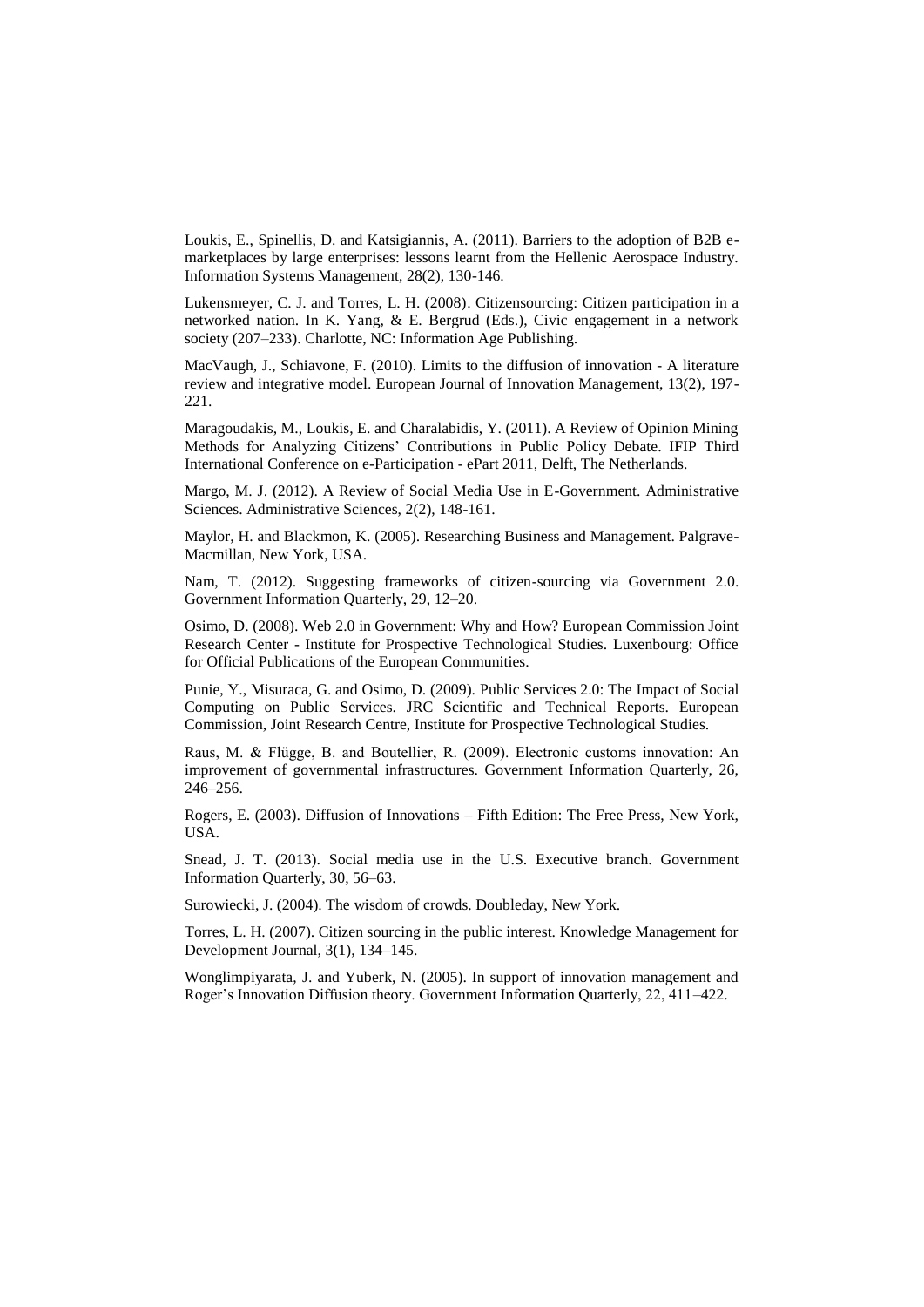Loukis, E., Spinellis, D. and Katsigiannis, A. (2011). Barriers to the adoption of B2B e-marketplaces by large enterprises: lessons learnt from the Hellenic Aerospace Industry. Information Systems Management, 28(2), 130-146.

Lukensmeyer, C. J. and Torres, L. H. (2008). Citizensourcing: Citizen participation in a networked nation. In K. Yang, & E. Bergrud (Eds.), Civic engagement in a network society (207–233). Charlotte, NC: Information Age Publishing.

MacVaugh, J., Schiavone, F. (2010). Limits to the diffusion of innovation - A literature review and integrative model. European Journal of Innovation Management, 13(2), 197-221.

Maragoudakis, M., Loukis, E. and Charalabidis, Y. (2011). A Review of Opinion Mining Methods for Analyzing Citizens' Contributions in Public Policy Debate. IFIP Third International Conference on e-Participation - ePart 2011, Delft, The Netherlands.

Margo, M. J. (2012). A Review of Social Media Use in E-Government. Administrative Sciences. Administrative Sciences, 2(2), 148-161.

Maylor, H. and Blackmon, K. (2005). Researching Business and Management. Palgrave-Macmillan, New York, USA.

Nam, T. (2012). Suggesting frameworks of citizen-sourcing via Government 2.0. Government Information Quarterly, 29, 12–20.

Osimo, D. (2008). Web 2.0 in Government: Why and How? European Commission Joint Research Center - Institute for Prospective Technological Studies. Luxenbourg: Office for Official Publications of the European Communities.

Punie, Y., Misuraca, G. and Osimo, D. (2009). Public Services 2.0: The Impact of Social Computing on Public Services. JRC Scientific and Technical Reports. European Commission, Joint Research Centre, Institute for Prospective Technological Studies.

Raus, M. & Flügge, B. and Boutellier, R. (2009). Electronic customs innovation: An improvement of governmental infrastructures. Government Information Quarterly, 26, 246–256.

Rogers, E. (2003). Diffusion of Innovations – Fifth Edition: The Free Press, New York, USA.

Snead, J. T. (2013). Social media use in the U.S. Executive branch. Government Information Quarterly, 30, 56–63.

Surowiecki, J. (2004). The wisdom of crowds. Doubleday, New York.

Torres, L. H. (2007). Citizen sourcing in the public interest. Knowledge Management for Development Journal, 3(1), 134–145.

Wonglimpiyarata, J. and Yuberk, N. (2005). In support of innovation management and Roger's Innovation Diffusion theory. Government Information Quarterly, 22, 411–422.